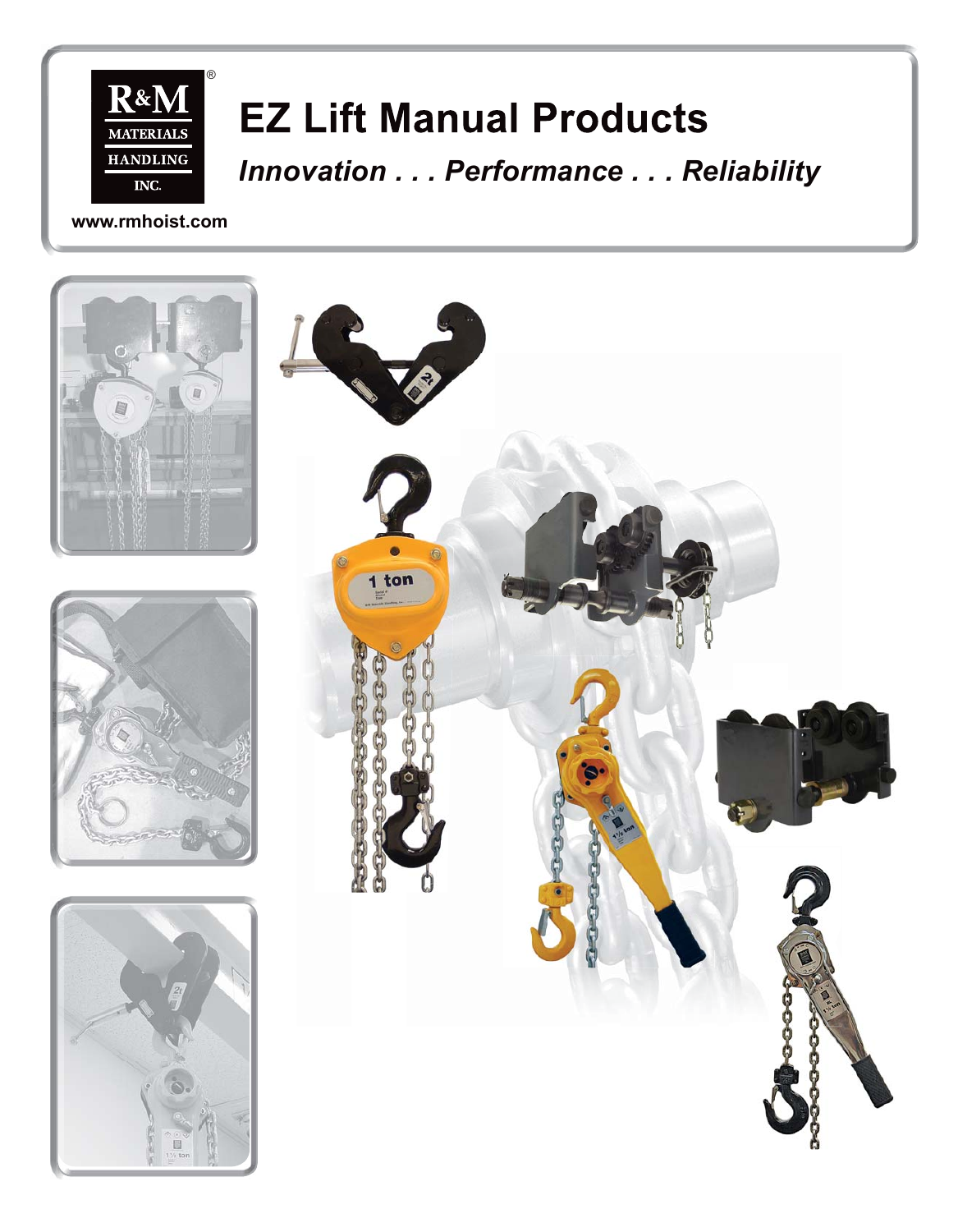R&M MATERIALS HANDLING INC.®

# EZ Lift Manual Products

*Innovation . . . Performance . . . Reliability*

www.rmhoist.com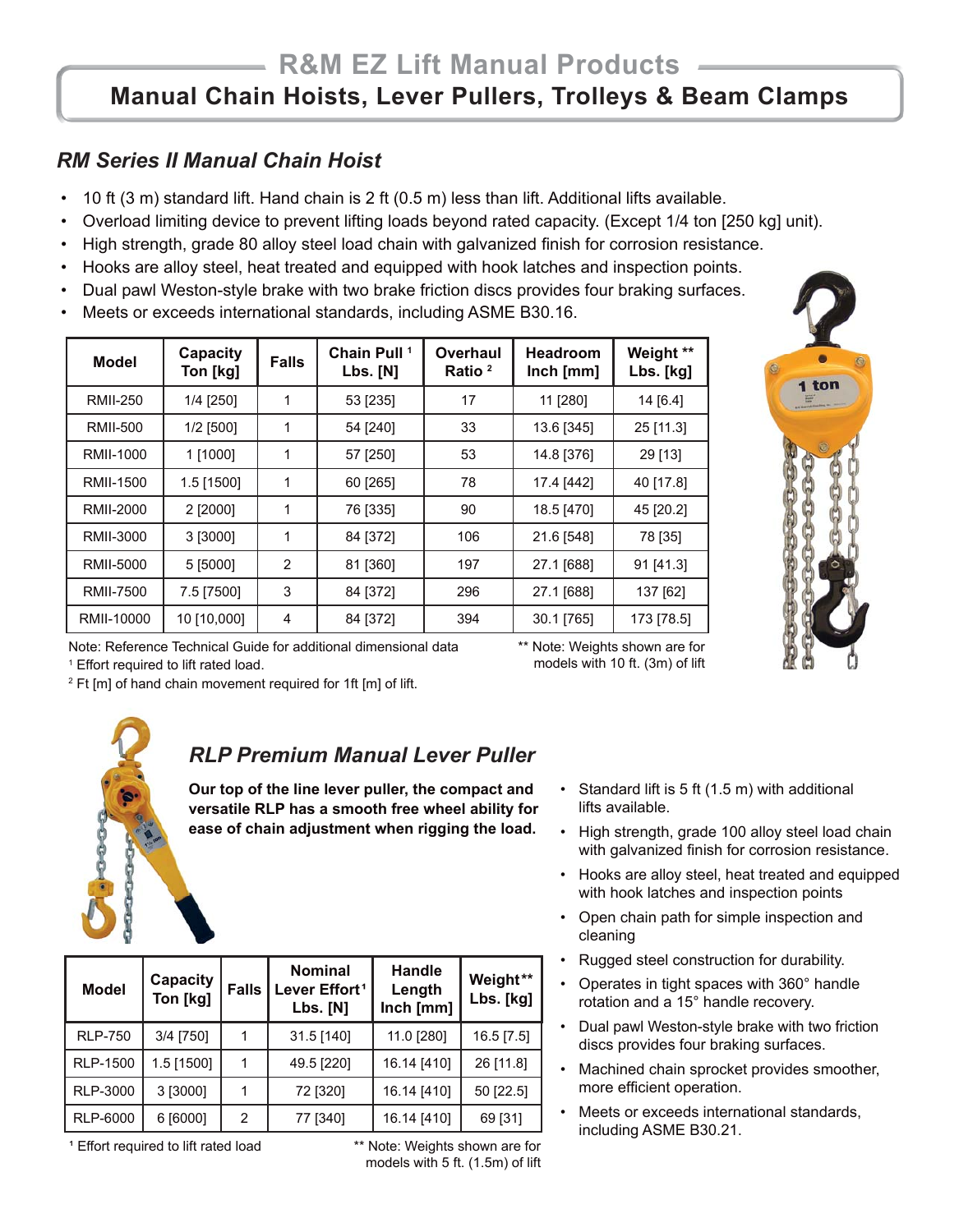# R&M EZ Lift Manual Products

## Manual Chain Hoists, Lever Pullers, Trolleys & Beam Clamps

### *RM Series II Manual Chain Hoist*

- 10 ft (3 m) standard lift. Hand chain is 2 ft (0.5 m) less than lift. Additional lifts available.
- Overload limiting device to prevent lifting loads beyond rated capacity. (Except 1/4 ton [250 kg] unit).
- High strength, grade 80 alloy steel load chain with galvanized finish for corrosion resistance.
- Hooks are alloy steel, heat treated and equipped with hook latches and inspection points.
- Dual pawl Weston-style brake with two brake friction discs provides four braking surfaces.
- Meets or exceeds international standards, including ASME B30.16.

| Model | Capacity Ton [kg] | Falls | Chain Pull [1] Lbs. [N] | Overhaul Ratio [2] | Headroom Inch [mm] | Weight ** Lbs. [kg] |
|---|---|---|---|---|---|---|
| RMII-250 | 1/4 [250] | 1 | 53 [235] | 17 | 11 [280] | 14 [6.4] |
| RMII-500 | 1/2 [500] | 1 | 54 [240] | 33 | 13.6 [345] | 25 [11.3] |
| RMII-1000 | 1 [1000] | 1 | 57 [250] | 53 | 14.8 [376] | 29 [13] |
| RMII-1500 | 1.5 [1500] | 1 | 60 [265] | 78 | 17.4 [442] | 40 [17.8] |
| RMII-2000 | 2 [2000] | 1 | 76 [335] | 90 | 18.5 [470] | 45 [20.2] |
| RMII-3000 | 3 [3000] | 1 | 84 [372] | 106 | 21.6 [548] | 78 [35] |
| RMII-5000 | 5 [5000] | 2 | 81 [360] | 197 | 27.1 [688] | 91 [41.3] |
| RMII-7500 | 7.5 [7500] | 3 | 84 [372] | 296 | 27.1 [688] | 137 [62] |
| RMII-10000 | 10 [10,000] | 4 | 84 [372] | 394 | 30.1 [765] | 173 [78.5] |

Note: Reference Technical Guide for additional dimensional data

[1] Effort required to lift rated load.

[2] Ft [m] of hand chain movement required for 1ft [m] of lift.

** Note: Weights shown are for models with 10 ft. (3m) of lift

### *RLP Premium Manual Lever Puller*

**Our top of the line lever puller, the compact and versatile RLP has a smooth free wheel ability for ease of chain adjustment when rigging the load.**

- Standard lift is 5 ft (1.5 m) with additional lifts available.
- High strength, grade 100 alloy steel load chain with galvanized finish for corrosion resistance.
- Hooks are alloy steel, heat treated and equipped with hook latches and inspection points
- Open chain path for simple inspection and cleaning
- Rugged steel construction for durability.
- Operates in tight spaces with 360° handle rotation and a 15° handle recovery.
- Dual pawl Weston-style brake with two friction discs provides four braking surfaces.
- Machined chain sprocket provides smoother, more efficient operation.
- Meets or exceeds international standards, including ASME B30.21.

| Model | Capacity Ton [kg] | Falls | Nominal Lever Effort[1] Lbs. [N] | Handle Length Inch [mm] | Weight** Lbs. [kg] |
|---|---|---|---|---|---|
| RLP-750 | 3/4 [750] | 1 | 31.5 [140] | 11.0 [280] | 16.5 [7.5] |
| RLP-1500 | 1.5 [1500] | 1 | 49.5 [220] | 16.14 [410] | 26 [11.8] |
| RLP-3000 | 3 [3000] | 1 | 72 [320] | 16.14 [410] | 50 [22.5] |
| RLP-6000 | 6 [6000] | 2 | 77 [340] | 16.14 [410] | 69 [31] |

[1] Effort required to lift rated load

** Note: Weights shown are for models with 5 ft. (1.5m) of lift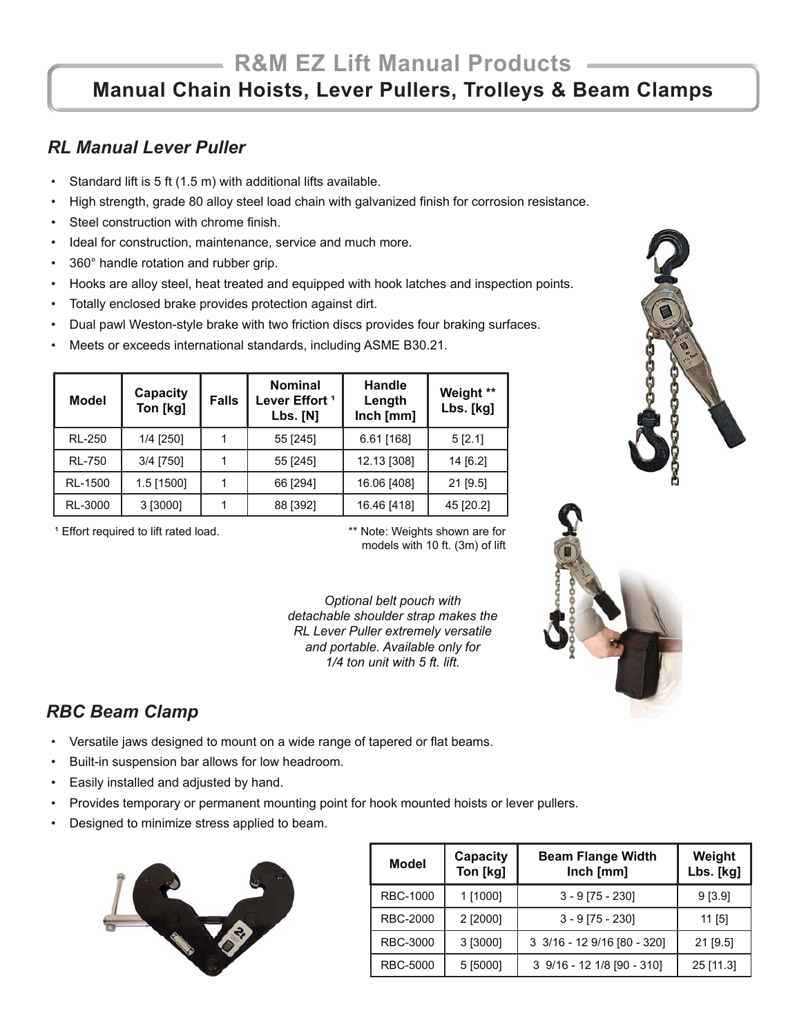# R&M EZ Lift Manual Products

## Manual Chain Hoists, Lever Pullers, Trolleys & Beam Clamps

### *RL Manual Lever Puller*

- Standard lift is 5 ft (1.5 m) with additional lifts available.
- High strength, grade 80 alloy steel load chain with galvanized finish for corrosion resistance.
- Steel construction with chrome finish.
- Ideal for construction, maintenance, service and much more.
- 360° handle rotation and rubber grip.
- Hooks are alloy steel, heat treated and equipped with hook latches and inspection points.
- Totally enclosed brake provides protection against dirt.
- Dual pawl Weston-style brake with two friction discs provides four braking surfaces.
- Meets or exceeds international standards, including ASME B30.21.

| Model | Capacity Ton [kg] | Falls | Nominal Lever Effort [1] Lbs. [N] | Handle Length Inch [mm] | Weight ** Lbs. [kg] |
|---|---|---|---|---|---|
| RL-250 | 1/4 [250] | 1 | 55 [245] | 6.61 [168] | 5 [2.1] |
| RL-750 | 3/4 [750] | 1 | 55 [245] | 12.13 [308] | 14 [6.2] |
| RL-1500 | 1.5 [1500] | 1 | 66 [294] | 16.06 [408] | 21 [9.5] |
| RL-3000 | 3 [3000] | 1 | 88 [392] | 16.46 [418] | 45 [20.2] |

[1] Effort required to lift rated load.

** Note: Weights shown are for models with 10 ft. (3m) of lift

*Optional belt pouch with detachable shoulder strap makes the RL Lever Puller extremely versatile and portable. Available only for 1/4 ton unit with 5 ft. lift.*

### *RBC Beam Clamp*

- Versatile jaws designed to mount on a wide range of tapered or flat beams.
- Built-in suspension bar allows for low headroom.
- Easily installed and adjusted by hand.
- Provides temporary or permanent mounting point for hook mounted hoists or lever pullers.
- Designed to minimize stress applied to beam.

| Model | Capacity Ton [kg] | Beam Flange Width Inch [mm] | Weight Lbs. [kg] |
|---|---|---|---|
| RBC-1000 | 1 [1000] | 3 - 9 [75 - 230] | 9 [3.9] |
| RBC-2000 | 2 [2000] | 3 - 9 [75 - 230] | 11 [5] |
| RBC-3000 | 3 [3000] | 3 3/16 - 12 9/16 [80 - 320] | 21 [9.5] |
| RBC-5000 | 5 [5000] | 3 9/16 - 12 1/8 [90 - 310] | 25 [11.3] |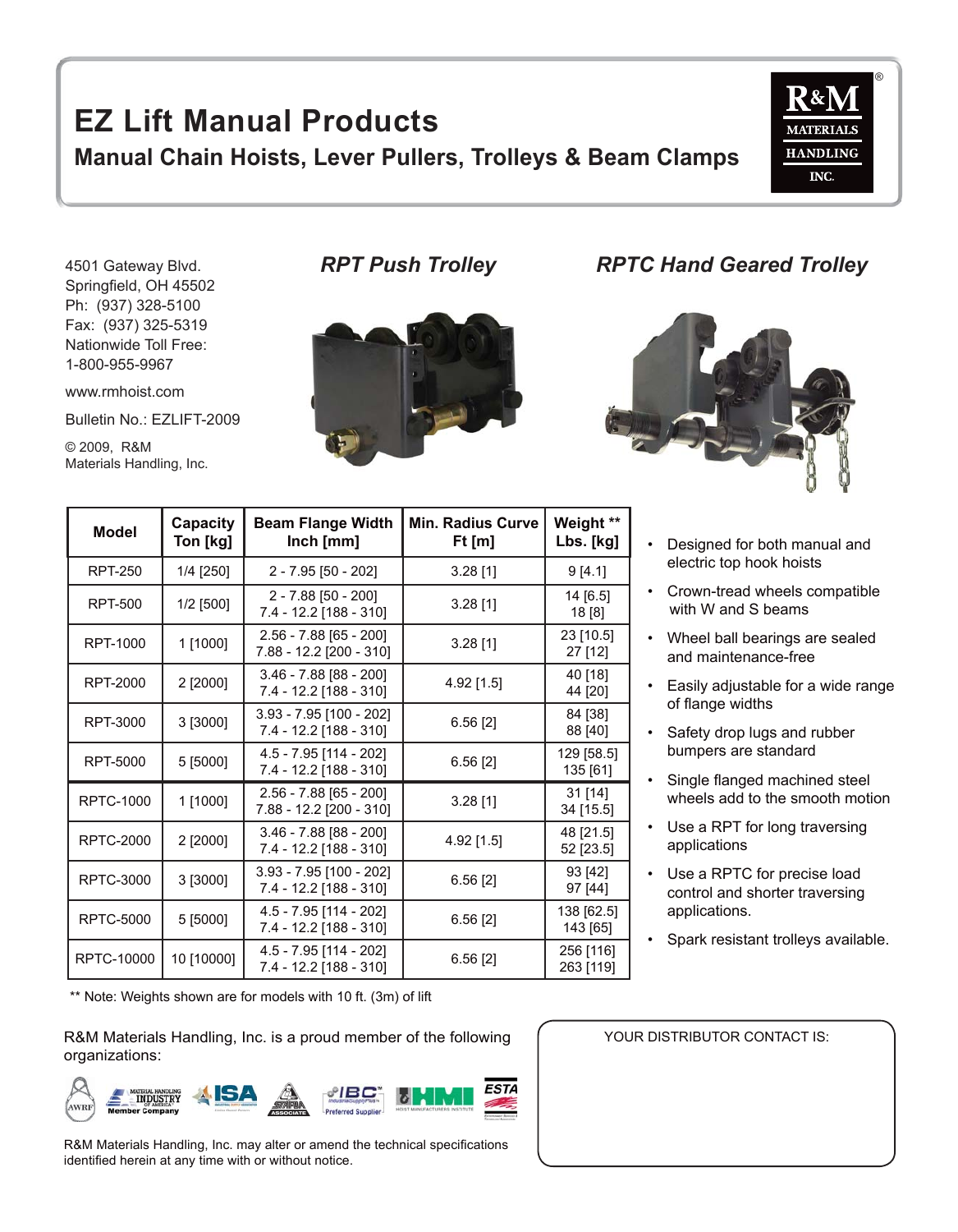# EZ Lift Manual Products

## Manual Chain Hoists, Lever Pullers, Trolleys & Beam Clamps

R&M MATERIALS HANDLING INC.

4501 Gateway Blvd.
Springfield, OH 45502
Ph: (937) 328-5100
Fax: (937) 325-5319
Nationwide Toll Free:
1-800-955-9967

www.rmhoist.com

Bulletin No.: EZLIFT-2009

© 2009, R&M Materials Handling, Inc.

### *RPT Push Trolley*

### *RPTC Hand Geared Trolley*

| Model | Capacity Ton [kg] | Beam Flange Width Inch [mm] | Min. Radius Curve Ft [m] | Weight ** Lbs. [kg] |
|---|---|---|---|---|
| RPT-250 | 1/4 [250] | 2 - 7.95 [50 - 202] | 3.28 [1] | 9 [4.1] |
| RPT-500 | 1/2 [500] | 2 - 7.88 [50 - 200]<br>7.4 - 12.2 [188 - 310] | 3.28 [1] | 14 [6.5]<br>18 [8] |
| RPT-1000 | 1 [1000] | 2.56 - 7.88 [65 - 200]<br>7.88 - 12.2 [200 - 310] | 3.28 [1] | 23 [10.5]<br>27 [12] |
| RPT-2000 | 2 [2000] | 3.46 - 7.88 [88 - 200]<br>7.4 - 12.2 [188 - 310] | 4.92 [1.5] | 40 [18]<br>44 [20] |
| RPT-3000 | 3 [3000] | 3.93 - 7.95 [100 - 202]<br>7.4 - 12.2 [188 - 310] | 6.56 [2] | 84 [38]<br>88 [40] |
| RPT-5000 | 5 [5000] | 4.5 - 7.95 [114 - 202]<br>7.4 - 12.2 [188 - 310] | 6.56 [2] | 129 [58.5]<br>135 [61] |
| RPTC-1000 | 1 [1000] | 2.56 - 7.88 [65 - 200]<br>7.88 - 12.2 [200 - 310] | 3.28 [1] | 31 [14]<br>34 [15.5] |
| RPTC-2000 | 2 [2000] | 3.46 - 7.88 [88 - 200]<br>7.4 - 12.2 [188 - 310] | 4.92 [1.5] | 48 [21.5]<br>52 [23.5] |
| RPTC-3000 | 3 [3000] | 3.93 - 7.95 [100 - 202]<br>7.4 - 12.2 [188 - 310] | 6.56 [2] | 93 [42]<br>97 [44] |
| RPTC-5000 | 5 [5000] | 4.5 - 7.95 [114 - 202]<br>7.4 - 12.2 [188 - 310] | 6.56 [2] | 138 [62.5]<br>143 [65] |
| RPTC-10000 | 10 [10000] | 4.5 - 7.95 [114 - 202]<br>7.4 - 12.2 [188 - 310] | 6.56 [2] | 256 [116]<br>263 [119] |

** Note: Weights shown are for models with 10 ft. (3m) of lift

- Designed for both manual and electric top hook hoists
- Crown-tread wheels compatible with W and S beams
- Wheel ball bearings are sealed and maintenance-free
- Easily adjustable for a wide range of flange widths
- Safety drop lugs and rubber bumpers are standard
- Single flanged machined steel wheels add to the smooth motion
- Use a RPT for long traversing applications
- Use a RPTC for precise load control and shorter traversing applications.
- Spark resistant trolleys available.

R&M Materials Handling, Inc. is a proud member of the following organizations:

YOUR DISTRIBUTOR CONTACT IS:

R&M Materials Handling, Inc. may alter or amend the technical specifications identified herein at any time with or without notice.